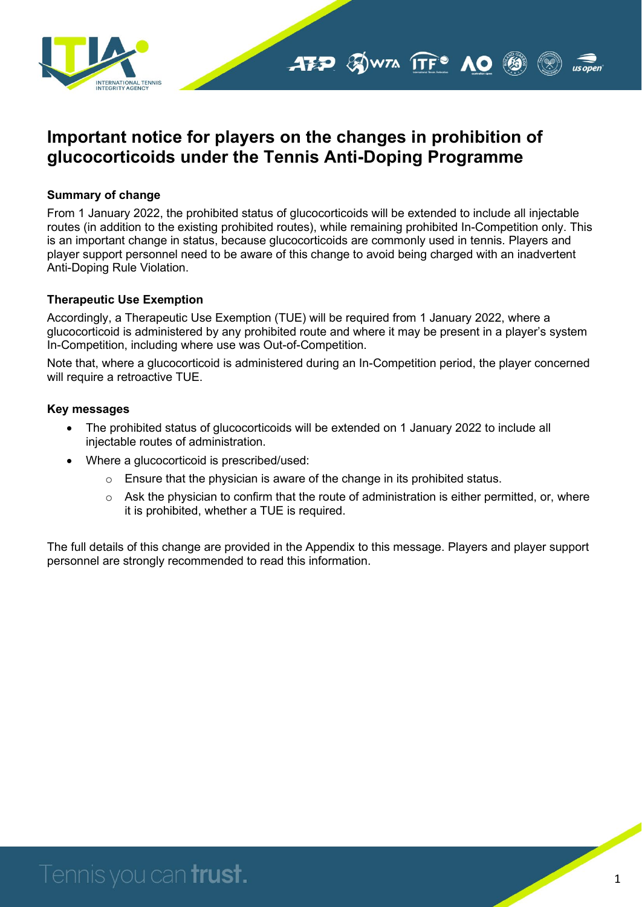# Important notice for players on the changes in prohibition of glucocorticoids under the Tennis Anti-Doping Programme

### Summary of change

From 1 January 2022, the prohibited status of glucocorticoids will be extended to include all injectable routes (in addition to the existing prohibited routes), while remaining prohibited In-Competition only. This is an important change in status, because glucocorticoids are commonly used in tennis. Players and player support personnel need to be aware of this change to avoid being charged with an inadvertent Anti-Doping Rule Violation.

### Therapeutic Use Exemption

Accordingly, a Therapeutic Use Exemption (TUE) will be required from 1 January 2022, where a glucocorticoid is administered by any prohibited route and where it may be present in a player's system In-Competition, including where use was Out-of-Competition.

Note that, where a glucocorticoid is administered during an In-Competition period, the player concerned will require a retroactive TUE.

### Key messages

- The prohibited status of glucocorticoids will be extended on 1 January 2022 to include all injectable routes of administration.
- Where a glucocorticoid is prescribed/used:
  - Ensure that the physician is aware of the change in its prohibited status.
  - Ask the physician to confirm that the route of administration is either permitted, or, where it is prohibited, whether a TUE is required.

The full details of this change are provided in the Appendix to this message. Players and player support personnel are strongly recommended to read this information.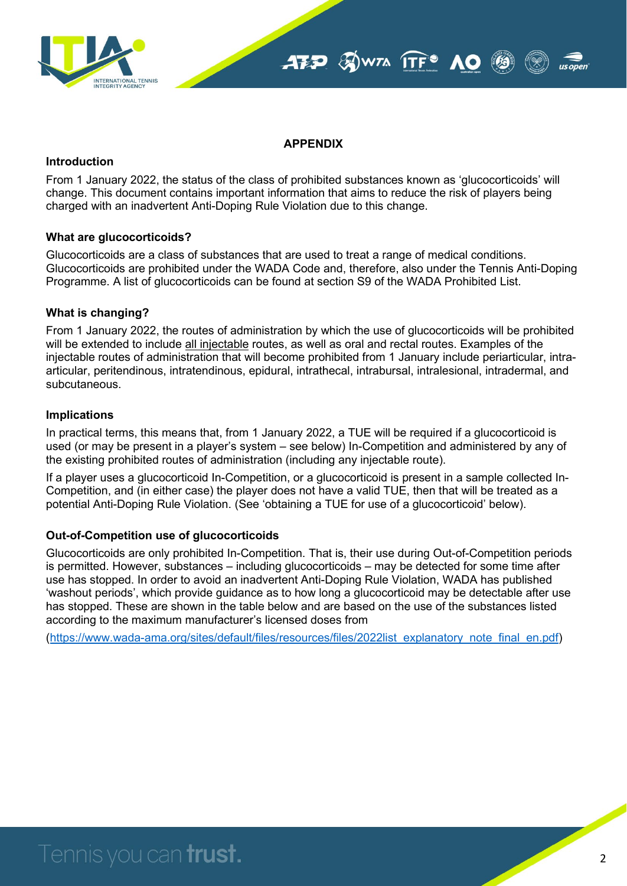## APPENDIX

### Introduction

From 1 January 2022, the status of the class of prohibited substances known as ‘glucocorticoids’ will change. This document contains important information that aims to reduce the risk of players being charged with an inadvertent Anti-Doping Rule Violation due to this change.

### What are glucocorticoids?

Glucocorticoids are a class of substances that are used to treat a range of medical conditions. Glucocorticoids are prohibited under the WADA Code and, therefore, also under the Tennis Anti-Doping Programme. A list of glucocorticoids can be found at section S9 of the WADA Prohibited List.

### What is changing?

From 1 January 2022, the routes of administration by which the use of glucocorticoids will be prohibited will be extended to include all injectable routes, as well as oral and rectal routes. Examples of the injectable routes of administration that will become prohibited from 1 January include periarticular, intra-articular, peritendinous, intratendinous, epidural, intrathecal, intrabursal, intralesional, intradermal, and subcutaneous.

### Implications

In practical terms, this means that, from 1 January 2022, a TUE will be required if a glucocorticoid is used (or may be present in a player’s system – see below) In-Competition and administered by any of the existing prohibited routes of administration (including any injectable route).

If a player uses a glucocorticoid In-Competition, or a glucocorticoid is present in a sample collected In-Competition, and (in either case) the player does not have a valid TUE, then that will be treated as a potential Anti-Doping Rule Violation. (See ‘obtaining a TUE for use of a glucocorticoid’ below).

### Out-of-Competition use of glucocorticoids

Glucocorticoids are only prohibited In-Competition. That is, their use during Out-of-Competition periods is permitted. However, substances – including glucocorticoids – may be detected for some time after use has stopped. In order to avoid an inadvertent Anti-Doping Rule Violation, WADA has published ‘washout periods’, which provide guidance as to how long a glucocorticoid may be detectable after use has stopped. These are shown in the table below and are based on the use of the substances listed according to the maximum manufacturer’s licensed doses from

(https://www.wada-ama.org/sites/default/files/resources/files/2022list_explanatory_note_final_en.pdf)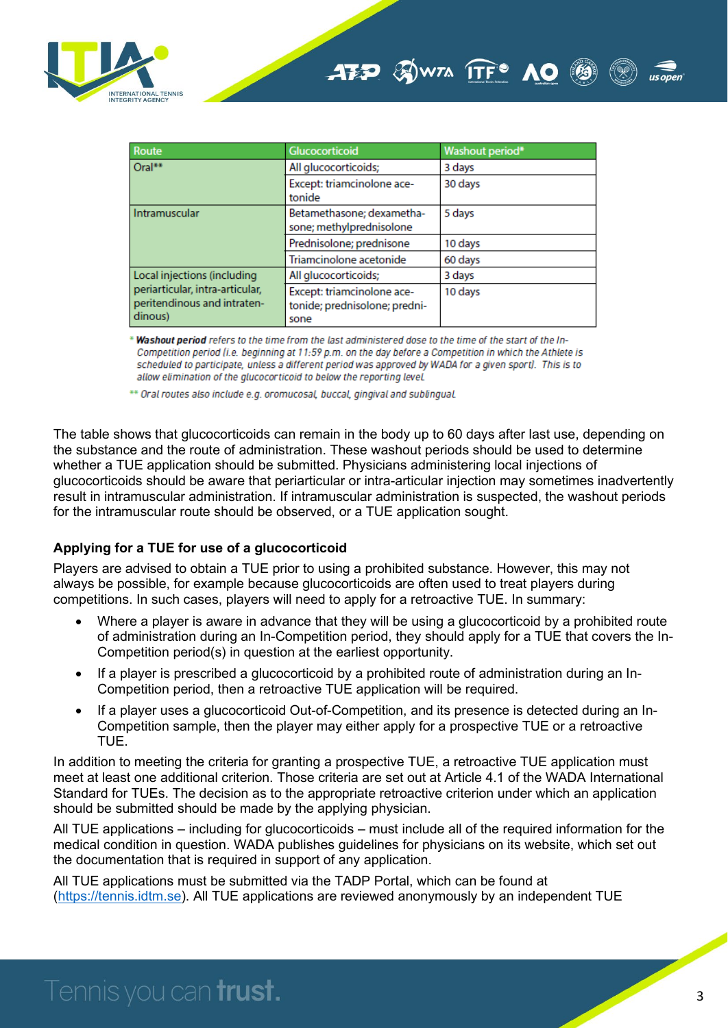| Route | Glucocorticoid | Washout period* |
|---|---|---|
| Oral** | All glucocorticoids; | 3 days |
| | Except: triamcinolone acetonide | 30 days |
| Intramuscular | Betamethasone; dexamethasone; methylprednisolone | 5 days |
| | Prednisolone; prednisone | 10 days |
| | Triamcinolone acetonide | 60 days |
| Local injections (including periarticular, intra-articular, peritendinous and intratendinous) | All glucocorticoids; | 3 days |
| | Except: triamcinolone acetonide; prednisolone; prednisone | 10 days |

\* ***Washout period*** *refers to the time from the last administered dose to the time of the start of the In-Competition period (i.e. beginning at 11:59 p.m. on the day before a Competition in which the Athlete is scheduled to participate, unless a different period was approved by WADA for a given sport). This is to allow elimination of the glucocorticoid to below the reporting level.*

\*\* *Oral routes also include e.g. oromucosal, buccal, gingival and sublingual.*

The table shows that glucocorticoids can remain in the body up to 60 days after last use, depending on the substance and the route of administration. These washout periods should be used to determine whether a TUE application should be submitted. Physicians administering local injections of glucocorticoids should be aware that periarticular or intra-articular injection may sometimes inadvertently result in intramuscular administration. If intramuscular administration is suspected, the washout periods for the intramuscular route should be observed, or a TUE application sought.

**Applying for a TUE for use of a glucocorticoid**

Players are advised to obtain a TUE prior to using a prohibited substance. However, this may not always be possible, for example because glucocorticoids are often used to treat players during competitions. In such cases, players will need to apply for a retroactive TUE. In summary:

- Where a player is aware in advance that they will be using a glucocorticoid by a prohibited route of administration during an In-Competition period, they should apply for a TUE that covers the In-Competition period(s) in question at the earliest opportunity.
- If a player is prescribed a glucocorticoid by a prohibited route of administration during an In-Competition period, then a retroactive TUE application will be required.
- If a player uses a glucocorticoid Out-of-Competition, and its presence is detected during an In-Competition sample, then the player may either apply for a prospective TUE or a retroactive TUE.

In addition to meeting the criteria for granting a prospective TUE, a retroactive TUE application must meet at least one additional criterion. Those criteria are set out at Article 4.1 of the WADA International Standard for TUEs. The decision as to the appropriate retroactive criterion under which an application should be submitted should be made by the applying physician.

All TUE applications – including for glucocorticoids – must include all of the required information for the medical condition in question. WADA publishes guidelines for physicians on its website, which set out the documentation that is required in support of any application.

All TUE applications must be submitted via the TADP Portal, which can be found at ([https://tennis.idtm.se](https://tennis.idtm.se)). All TUE applications are reviewed anonymously by an independent TUE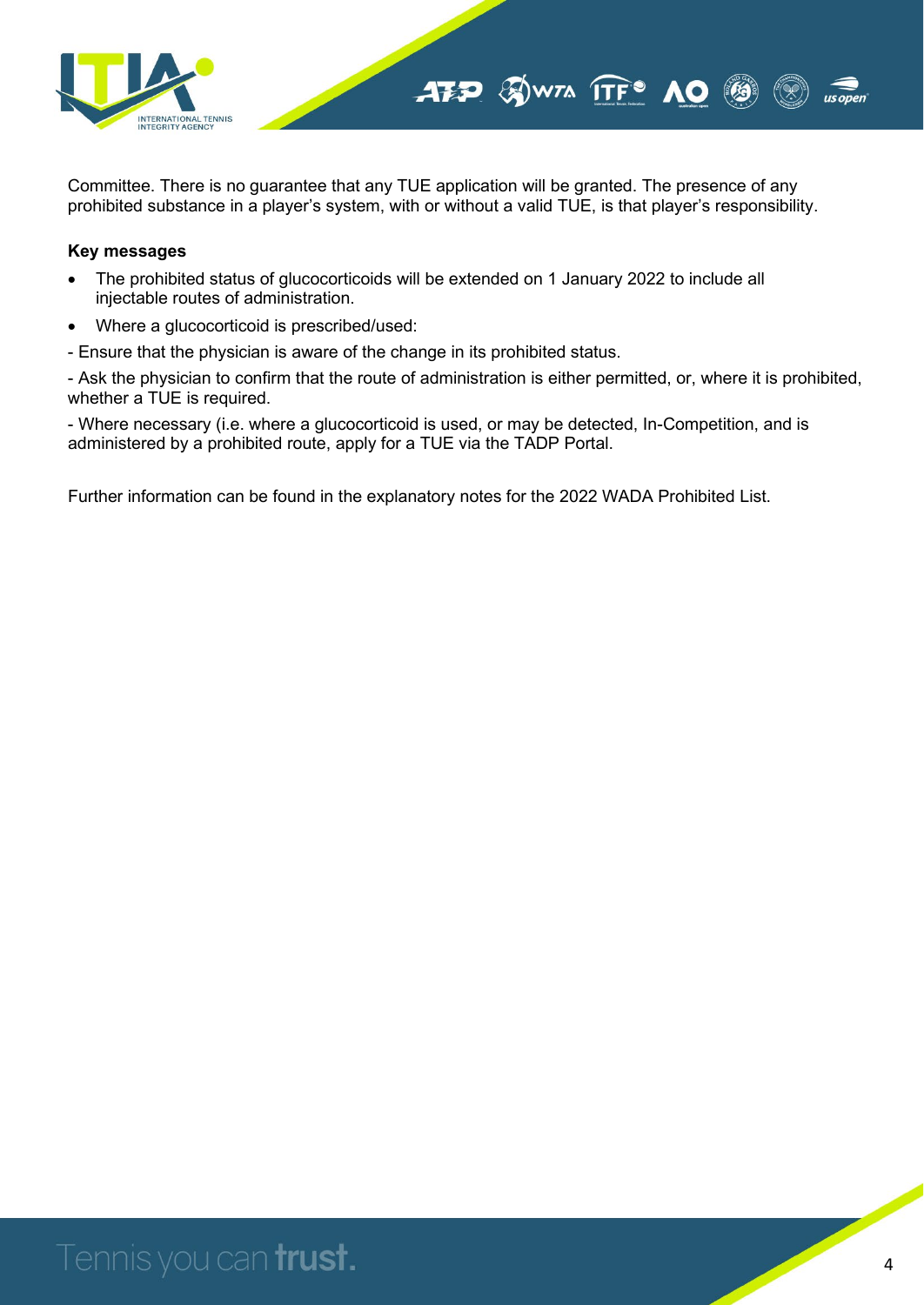Committee. There is no guarantee that any TUE application will be granted. The presence of any prohibited substance in a player's system, with or without a valid TUE, is that player's responsibility.

**Key messages**

- The prohibited status of glucocorticoids will be extended on 1 January 2022 to include all injectable routes of administration.
- Where a glucocorticoid is prescribed/used:

- Ensure that the physician is aware of the change in its prohibited status.

- Ask the physician to confirm that the route of administration is either permitted, or, where it is prohibited, whether a TUE is required.

- Where necessary (i.e. where a glucocorticoid is used, or may be detected, In-Competition, and is administered by a prohibited route, apply for a TUE via the TADP Portal.

Further information can be found in the explanatory notes for the 2022 WADA Prohibited List.